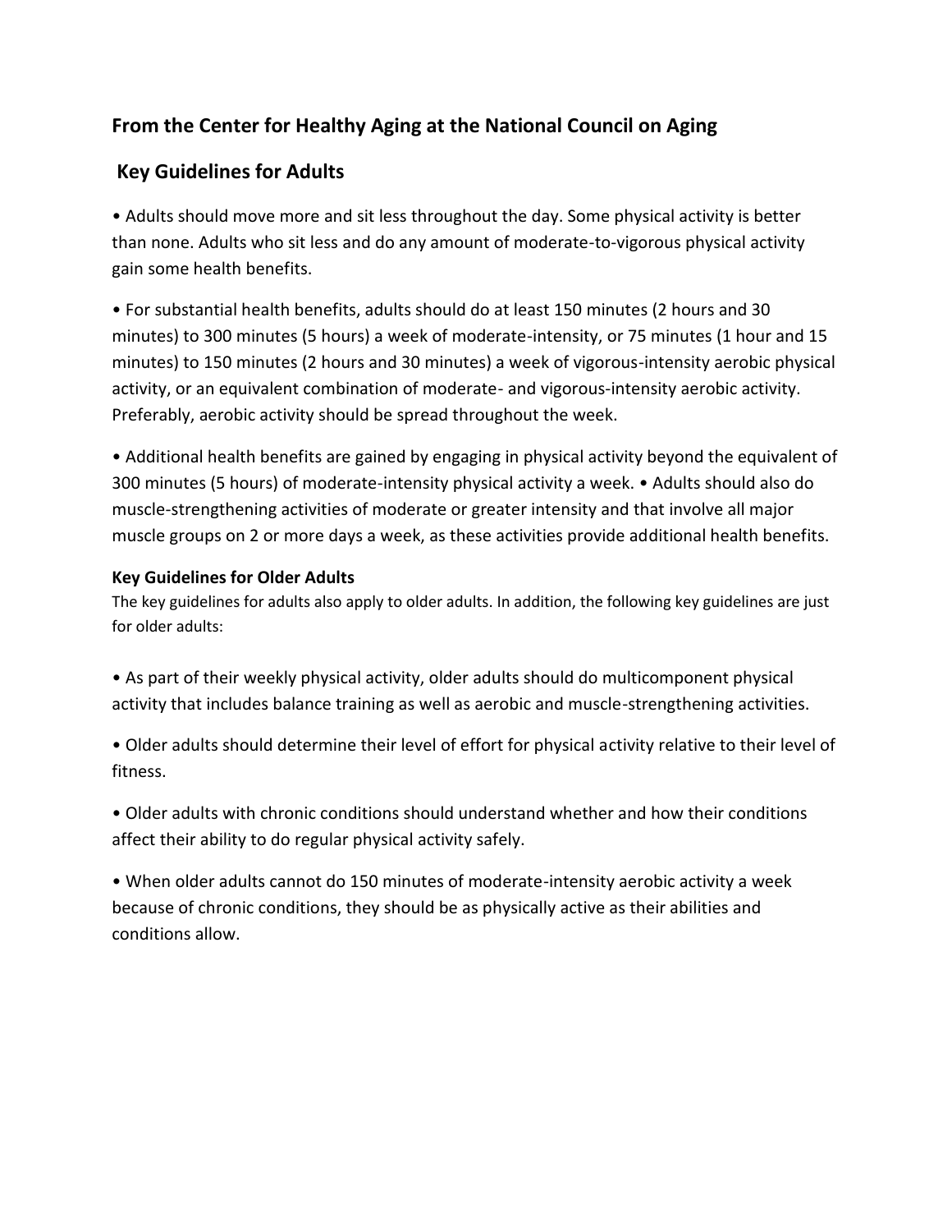## From the Center for Healthy Aging at the National Council on Aging

## Key Guidelines for Adults

- Adults should move more and sit less throughout the day. Some physical activity is better than none. Adults who sit less and do any amount of moderate-to-vigorous physical activity gain some health benefits.

- For substantial health benefits, adults should do at least 150 minutes (2 hours and 30 minutes) to 300 minutes (5 hours) a week of moderate-intensity, or 75 minutes (1 hour and 15 minutes) to 150 minutes (2 hours and 30 minutes) a week of vigorous-intensity aerobic physical activity, or an equivalent combination of moderate- and vigorous-intensity aerobic activity. Preferably, aerobic activity should be spread throughout the week.

- Additional health benefits are gained by engaging in physical activity beyond the equivalent of 300 minutes (5 hours) of moderate-intensity physical activity a week. • Adults should also do muscle-strengthening activities of moderate or greater intensity and that involve all major muscle groups on 2 or more days a week, as these activities provide additional health benefits.

### Key Guidelines for Older Adults

The key guidelines for adults also apply to older adults. In addition, the following key guidelines are just for older adults:

- As part of their weekly physical activity, older adults should do multicomponent physical activity that includes balance training as well as aerobic and muscle-strengthening activities.

- Older adults should determine their level of effort for physical activity relative to their level of fitness.

- Older adults with chronic conditions should understand whether and how their conditions affect their ability to do regular physical activity safely.

- When older adults cannot do 150 minutes of moderate-intensity aerobic activity a week because of chronic conditions, they should be as physically active as their abilities and conditions allow.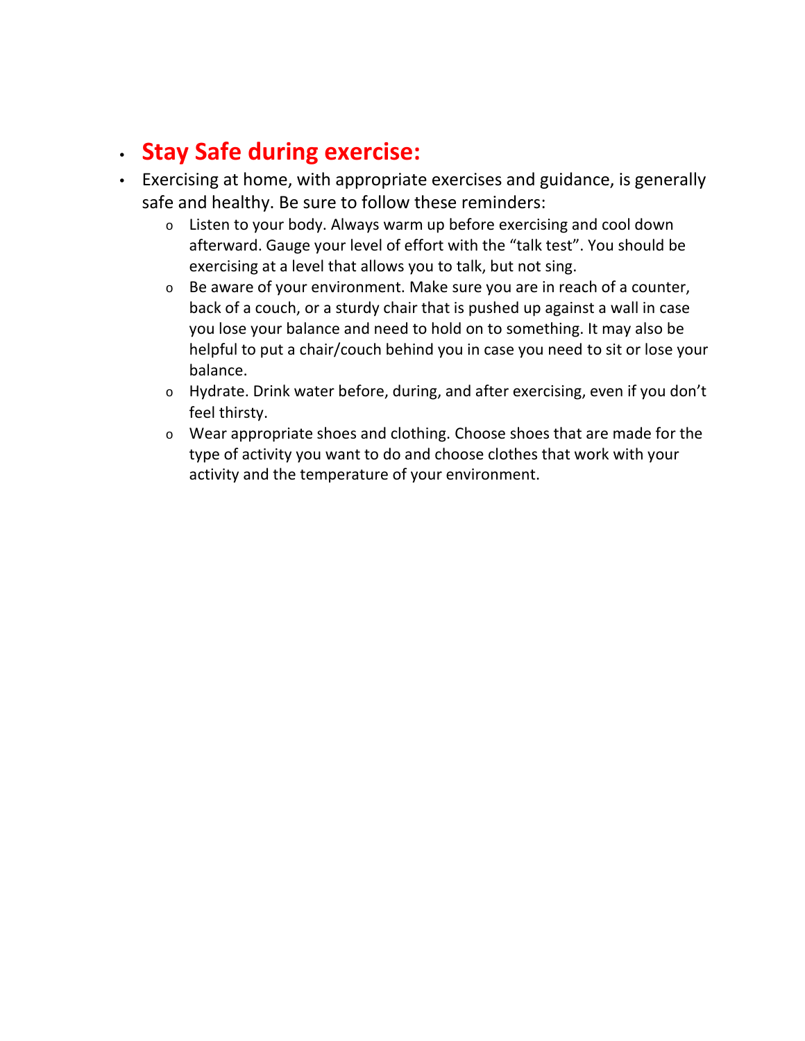- **Stay Safe during exercise:**
- Exercising at home, with appropriate exercises and guidance, is generally safe and healthy. Be sure to follow these reminders:
  - Listen to your body. Always warm up before exercising and cool down afterward. Gauge your level of effort with the "talk test". You should be exercising at a level that allows you to talk, but not sing.
  - Be aware of your environment. Make sure you are in reach of a counter, back of a couch, or a sturdy chair that is pushed up against a wall in case you lose your balance and need to hold on to something. It may also be helpful to put a chair/couch behind you in case you need to sit or lose your balance.
  - Hydrate. Drink water before, during, and after exercising, even if you don't feel thirsty.
  - Wear appropriate shoes and clothing. Choose shoes that are made for the type of activity you want to do and choose clothes that work with your activity and the temperature of your environment.